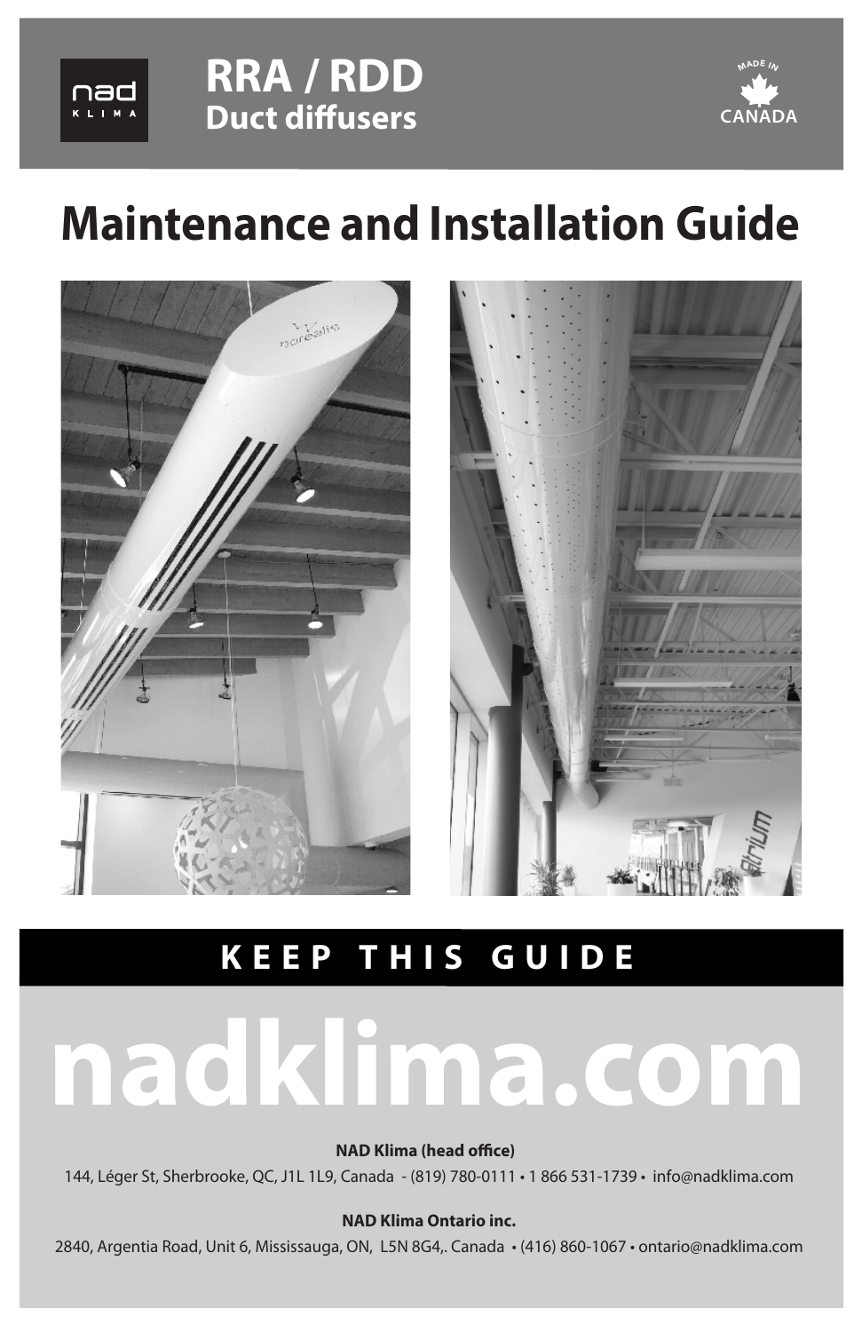# RRA / RDD
## Duct diffusers

MADE IN CANADA

# Maintenance and Installation Guide

**KEEP THIS GUIDE**

# nadklima.com

**NAD Klima (head office)**

144, Léger St, Sherbrooke, QC, J1L 1L9, Canada - (819) 780-0111 • 1 866 531-1739 • info@nadklima.com

**NAD Klima Ontario inc.**

2840, Argentia Road, Unit 6, Mississauga, ON, L5N 8G4,. Canada • (416) 860-1067 • ontario@nadklima.com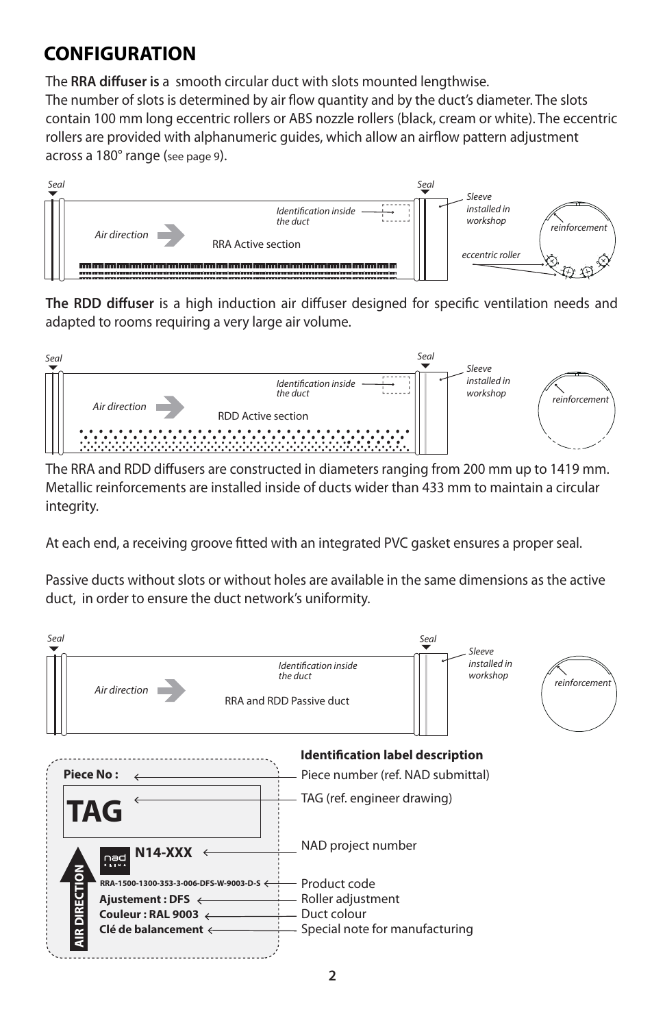# CONFIGURATION

The **RRA diffuser is** a smooth circular duct with slots mounted lengthwise.
The number of slots is determined by air flow quantity and by the duct's diameter. The slots contain 100 mm long eccentric rollers or ABS nozzle rollers (black, cream or white). The eccentric rollers are provided with alphanumeric guides, which allow an airflow pattern adjustment across a 180° range (see page 9).

*Seal* *Seal* *Identification inside the duct* *Sleeve installed in workshop* *Air direction* RRA Active section *reinforcement* *eccentric roller*

**The RDD diffuser** is a high induction air diffuser designed for specific ventilation needs and adapted to rooms requiring a very large air volume.

*Seal* *Seal* *Identification inside the duct* *Sleeve installed in workshop* *Air direction* RDD Active section *reinforcement*

The RRA and RDD diffusers are constructed in diameters ranging from 200 mm up to 1419 mm. Metallic reinforcements are installed inside of ducts wider than 433 mm to maintain a circular integrity.

At each end, a receiving groove fitted with an integrated PVC gasket ensures a proper seal.

Passive ducts without slots or without holes are available in the same dimensions as the active duct, in order to ensure the duct network's uniformity.

*Seal* *Seal* *Identification inside the duct* *Sleeve installed in workshop* *Air direction* RRA and RDD Passive duct *reinforcement*

**Identification label description**

| Label | Description |
|---|---|
| **Piece No :** | Piece number (ref. NAD submittal) |
| **TAG** | TAG (ref. engineer drawing) |
| **N14-XXX** | NAD project number |
| RRA-1500-1300-353-3-006-DFS-W-9003-D-S | Product code |
| **Ajustement : DFS** | Roller adjustment |
| **Couleur : RAL 9003** | Duct colour |
| **Clé de balancement** | Special note for manufacturing |

**AIR DIRECTION**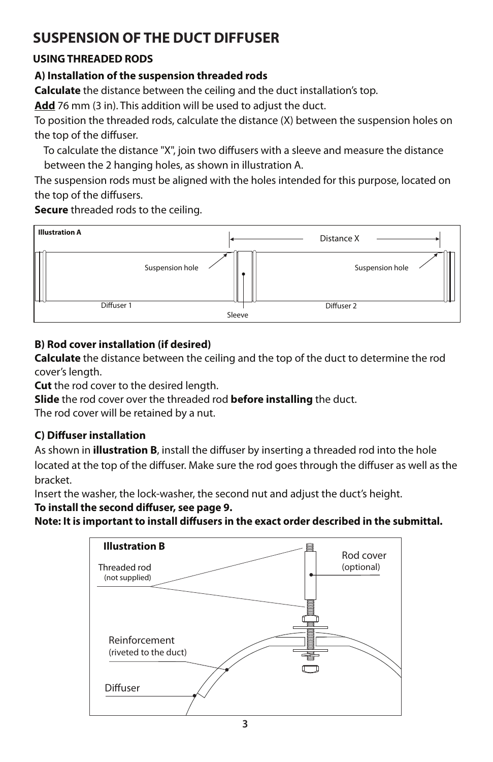# SUSPENSION OF THE DUCT DIFFUSER

## USING THREADED RODS

### A) Installation of the suspension threaded rods

**Calculate** the distance between the ceiling and the duct installation's top.

**Add** 76 mm (3 in). This addition will be used to adjust the duct.

To position the threaded rods, calculate the distance (X) between the suspension holes on the top of the diffuser.

To calculate the distance "X", join two diffusers with a sleeve and measure the distance between the 2 hanging holes, as shown in illustration A.

The suspension rods must be aligned with the holes intended for this purpose, located on the top of the diffusers.

**Secure** threaded rods to the ceiling.

**Illustration A**

Distance X

Suspension hole

Suspension hole

Diffuser 1

Sleeve

Diffuser 2

### B) Rod cover installation (if desired)

**Calculate** the distance between the ceiling and the top of the duct to determine the rod cover's length.

**Cut** the rod cover to the desired length.

**Slide** the rod cover over the threaded rod **before installing** the duct.

The rod cover will be retained by a nut.

### C) Diffuser installation

As shown in **illustration B**, install the diffuser by inserting a threaded rod into the hole located at the top of the diffuser. Make sure the rod goes through the diffuser as well as the bracket.

Insert the washer, the lock-washer, the second nut and adjust the duct's height.

**To install the second diffuser, see page 9.**

**Note: It is important to install diffusers in the exact order described in the submittal.**

**Illustration B**

Threaded rod (not supplied)

Rod cover (optional)

Reinforcement (riveted to the duct)

Diffuser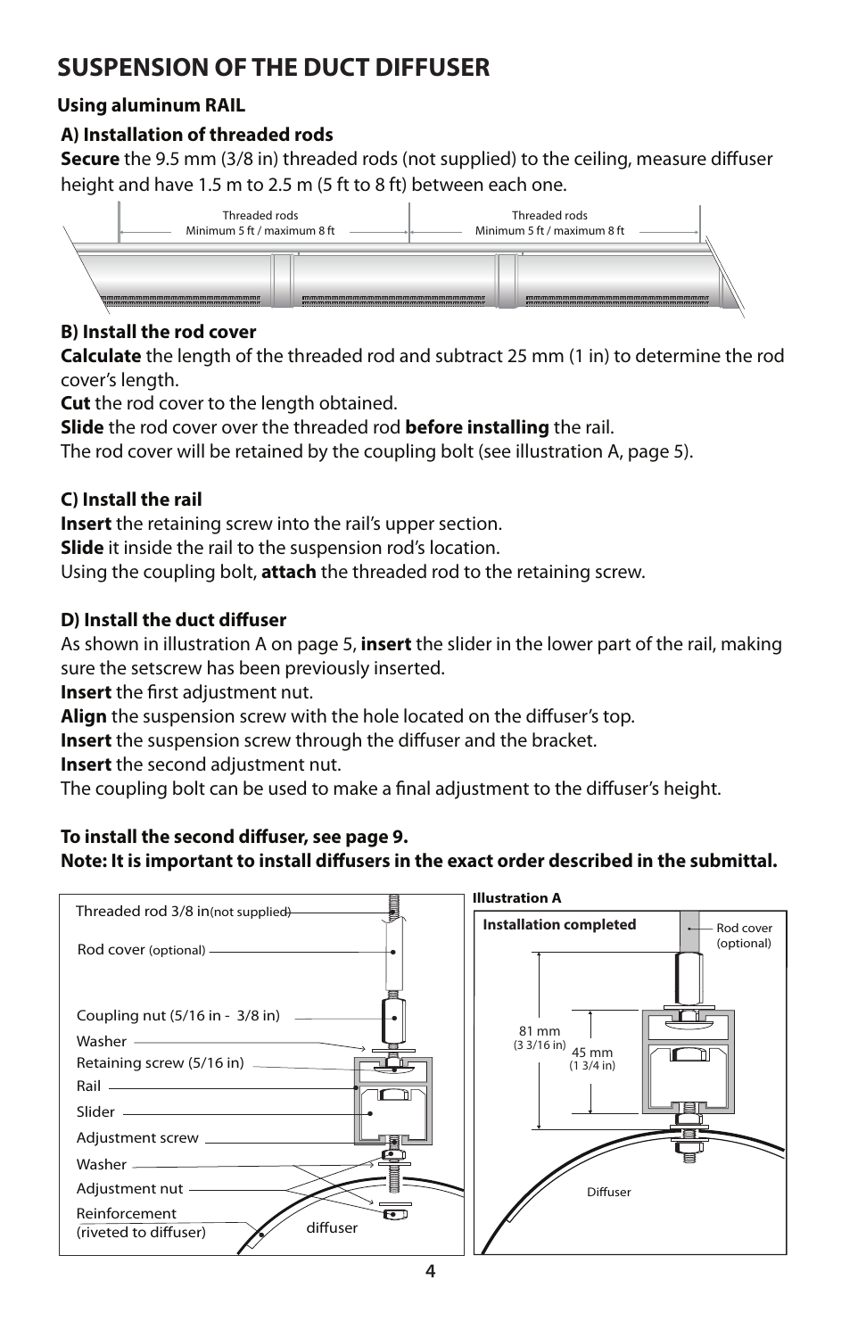# SUSPENSION OF THE DUCT DIFFUSER

**Using aluminum RAIL**

**A) Installation of threaded rods**

**Secure** the 9.5 mm (3/8 in) threaded rods (not supplied) to the ceiling, measure diffuser height and have 1.5 m to 2.5 m (5 ft to 8 ft) between each one.

Threaded rods
Minimum 5 ft / maximum 8 ft

Threaded rods
Minimum 5 ft / maximum 8 ft

**B) Install the rod cover**

**Calculate** the length of the threaded rod and subtract 25 mm (1 in) to determine the rod cover's length.

**Cut** the rod cover to the length obtained.

**Slide** the rod cover over the threaded rod **before installing** the rail.

The rod cover will be retained by the coupling bolt (see illustration A, page 5).

**C) Install the rail**

**Insert** the retaining screw into the rail's upper section.

**Slide** it inside the rail to the suspension rod's location.

Using the coupling bolt, **attach** the threaded rod to the retaining screw.

**D) Install the duct diffuser**

As shown in illustration A on page 5, **insert** the slider in the lower part of the rail, making sure the setscrew has been previously inserted.

**Insert** the first adjustment nut.

**Align** the suspension screw with the hole located on the diffuser's top.

**Insert** the suspension screw through the diffuser and the bracket.

**Insert** the second adjustment nut.

The coupling bolt can be used to make a final adjustment to the diffuser's height.

**To install the second diffuser, see page 9.**
**Note: It is important to install diffusers in the exact order described in the submittal.**

Threaded rod 3/8 in (not supplied)
Rod cover (optional)
Coupling nut (5/16 in - 3/8 in)
Washer
Retaining screw (5/16 in)
Rail
Slider
Adjustment screw
Washer
Adjustment nut
Reinforcement (riveted to diffuser)
diffuser

**Illustration A**

**Installation completed**

Rod cover (optional)
81 mm (3 3/16 in)
45 mm (1 3/4 in)
Diffuser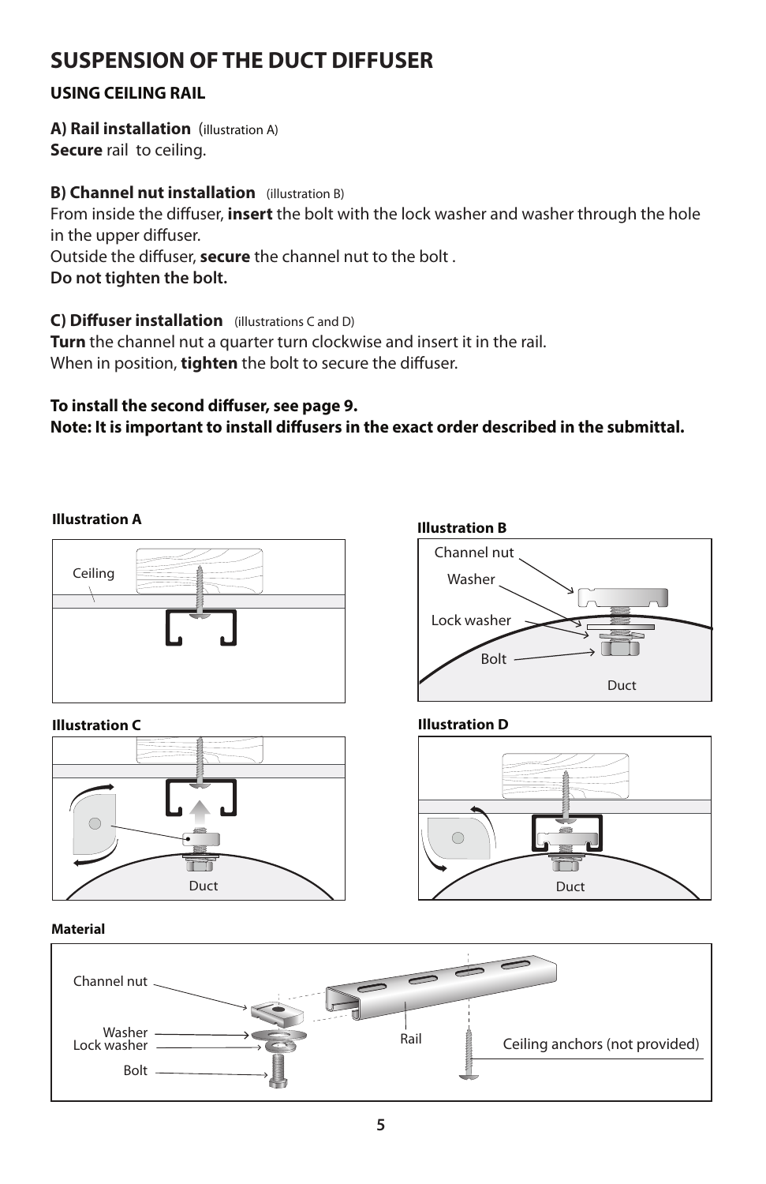# SUSPENSION OF THE DUCT DIFFUSER

**USING CEILING RAIL**

**A) Rail installation** (illustration A)
**Secure** rail to ceiling.

**B) Channel nut installation** (illustration B)
From inside the diffuser, **insert** the bolt with the lock washer and washer through the hole in the upper diffuser.
Outside the diffuser, **secure** the channel nut to the bolt .
**Do not tighten the bolt.**

**C) Diffuser installation** (illustrations C and D)
**Turn** the channel nut a quarter turn clockwise and insert it in the rail.
When in position, **tighten** the bolt to secure the diffuser.

**To install the second diffuser, see page 9.**
**Note: It is important to install diffusers in the exact order described in the submittal.**

**Illustration A**

Ceiling

**Illustration B**

Channel nut
Washer
Lock washer
Bolt
Duct

**Illustration C**

Duct

**Illustration D**

Duct

**Material**

Channel nut
Washer
Lock washer
Bolt
Rail
Ceiling anchors (not provided)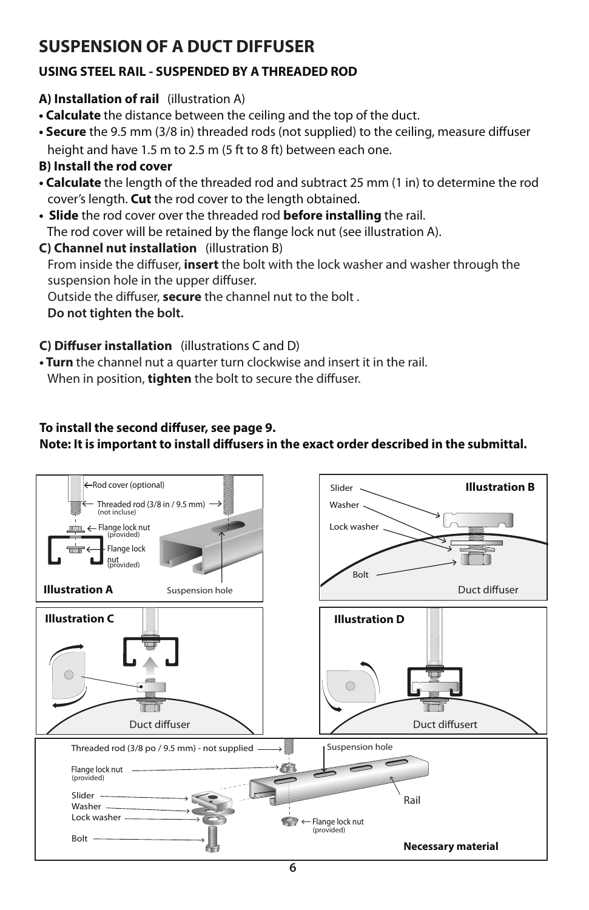# SUSPENSION OF A DUCT DIFFUSER

## USING STEEL RAIL - SUSPENDED BY A THREADED ROD

**A) Installation of rail** (illustration A)

- **Calculate** the distance between the ceiling and the top of the duct.
- **Secure** the 9.5 mm (3/8 in) threaded rods (not supplied) to the ceiling, measure diffuser height and have 1.5 m to 2.5 m (5 ft to 8 ft) between each one.

**B) Install the rod cover**

- **Calculate** the length of the threaded rod and subtract 25 mm (1 in) to determine the rod cover's length. **Cut** the rod cover to the length obtained.
- **Slide** the rod cover over the threaded rod **before installing** the rail. The rod cover will be retained by the flange lock nut (see illustration A).

**C) Channel nut installation** (illustration B)

From inside the diffuser, **insert** the bolt with the lock washer and washer through the suspension hole in the upper diffuser.
Outside the diffuser, **secure** the channel nut to the bolt .
**Do not tighten the bolt.**

**C) Diffuser installation** (illustrations C and D)

- **Turn** the channel nut a quarter turn clockwise and insert it in the rail. When in position, **tighten** the bolt to secure the diffuser.

**To install the second diffuser, see page 9.**
**Note: It is important to install diffusers in the exact order described in the submittal.**

**Illustration A**: Rod cover (optional); Threaded rod (3/8 in / 9.5 mm) (not incluse); Flange lock nut (provided); Flange lock nut (provided); Suspension hole

**Illustration B**: Slider; Washer; Lock washer; Bolt; Duct diffuser

**Illustration C**: Duct diffuser

**Illustration D**: Duct diffusert

**Necessary material**: Threaded rod (3/8 po / 9.5 mm) - not supplied; Flange lock nut (provided); Slider; Washer; Lock washer; Bolt; Suspension hole; Rail; Flange lock nut (provided)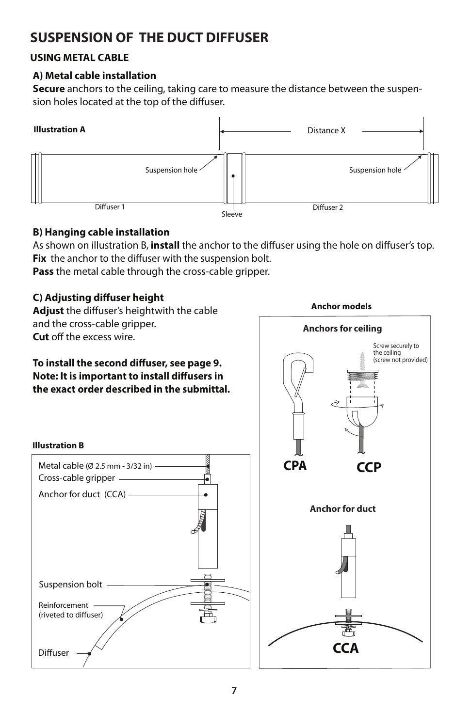# SUSPENSION OF THE DUCT DIFFUSER

## USING METAL CABLE

### A) Metal cable installation

**Secure** anchors to the ceiling, taking care to measure the distance between the suspension holes located at the top of the diffuser.

**Illustration A**

Distance X

Suspension hole

Suspension hole

Diffuser 1

Sleeve

Diffuser 2

### B) Hanging cable installation

As shown on illustration B, **install** the anchor to the diffuser using the hole on diffuser's top.
**Fix** the anchor to the diffuser with the suspension bolt.
**Pass** the metal cable through the cross-cable gripper.

### C) Adjusting diffuser height

**Adjust** the diffuser's heightwith the cable and the cross-cable gripper.
**Cut** off the excess wire.

**To install the second diffuser, see page 9.**
**Note: It is important to install diffusers in the exact order described in the submittal.**

**Illustration B**

Metal cable (Ø 2.5 mm - 3/32 in)

Cross-cable gripper

Anchor for duct (CCA)

Suspension bolt

Reinforcement (riveted to diffuser)

Diffuser

**Anchor models**

**Anchors for ceiling**

Screw securely to the ceiling (screw not provided)

**CPA** **CCP**

**Anchor for duct**

**CCA**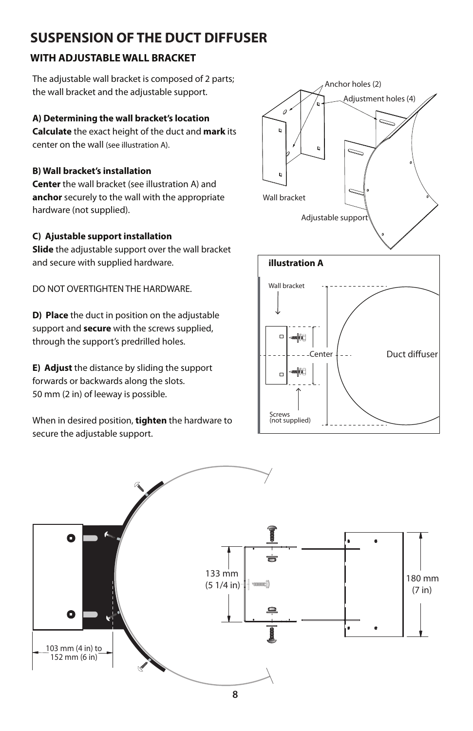# SUSPENSION OF THE DUCT DIFFUSER

## WITH ADJUSTABLE WALL BRACKET

The adjustable wall bracket is composed of 2 parts; the wall bracket and the adjustable support.

**A) Determining the wall bracket's location**
**Calculate** the exact height of the duct and **mark** its center on the wall (see illustration A).

**B) Wall bracket's installation**
**Center** the wall bracket (see illustration A) and **anchor** securely to the wall with the appropriate hardware (not supplied).

**C) Ajustable support installation**
**Slide** the adjustable support over the wall bracket and secure with supplied hardware.

DO NOT OVERTIGHTEN THE HARDWARE.

**D) Place** the duct in position on the adjustable support and **secure** with the screws supplied, through the support's predrilled holes.

**E) Adjust** the distance by sliding the support forwards or backwards along the slots.
50 mm (2 in) of leeway is possible.

When in desired position, **tighten** the hardware to secure the adjustable support.

Anchor holes (2)
Adjustment holes (4)
Wall bracket
Adjustable support

**illustration A**

Wall bracket
Center
Duct diffuser
Screws (not supplied)

103 mm (4 in) to 152 mm (6 in)

133 mm (5 1/4 in)

180 mm (7 in)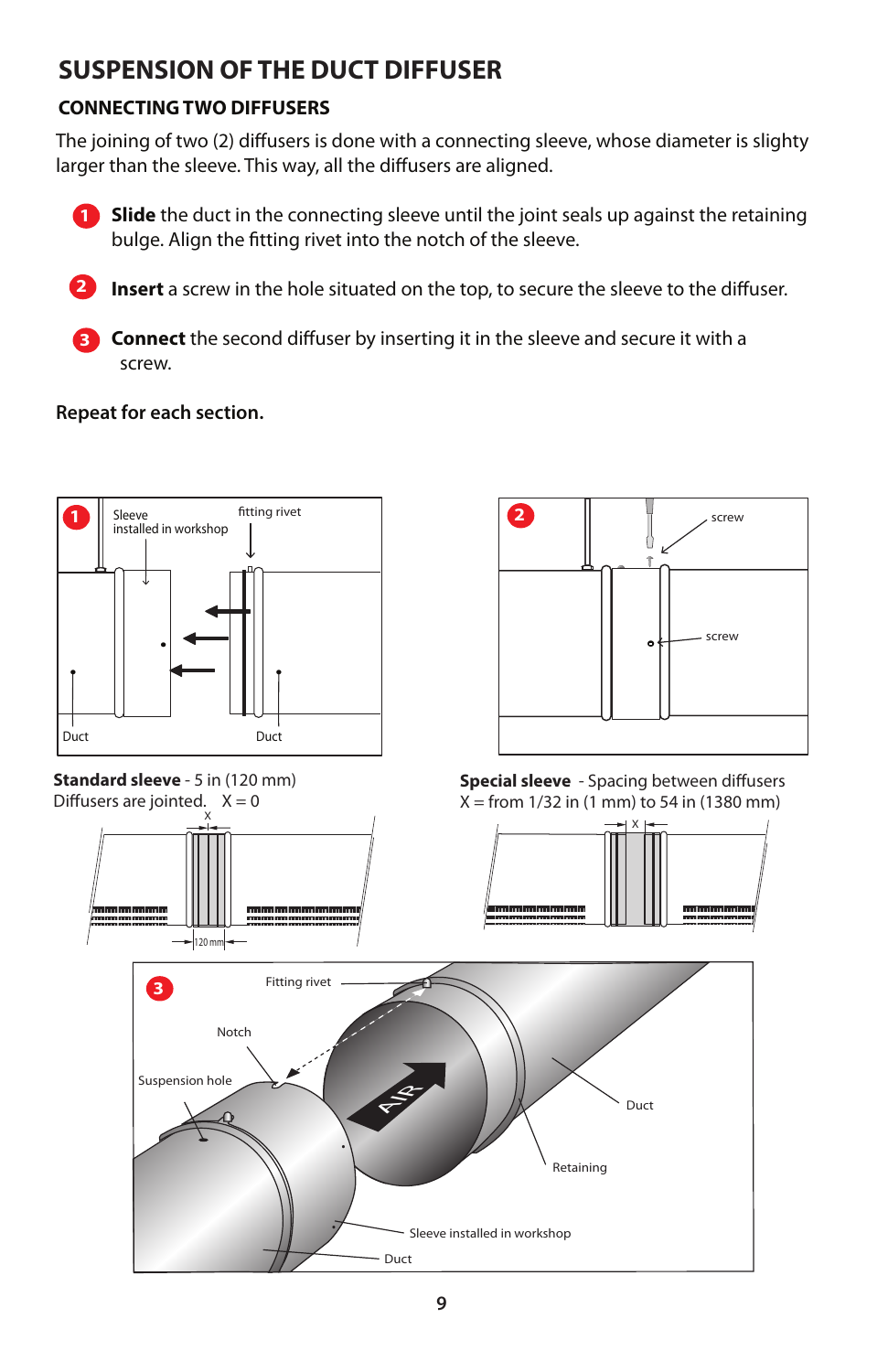# SUSPENSION OF THE DUCT DIFFUSER

## CONNECTING TWO DIFFUSERS

The joining of two (2) diffusers is done with a connecting sleeve, whose diameter is slighty larger than the sleeve. This way, all the diffusers are aligned.

1. **Slide** the duct in the connecting sleeve until the joint seals up against the retaining bulge. Align the fitting rivet into the notch of the sleeve.
2. **Insert** a screw in the hole situated on the top, to secure the sleeve to the diffuser.
3. **Connect** the second diffuser by inserting it in the sleeve and secure it with a screw.

**Repeat for each section.**

1 — Sleeve installed in workshop; fitting rivet; Duct; Duct

2 — screw; screw

**Standard sleeve** - 5 in (120 mm)
Diffusers are jointed. X = 0

**Special sleeve** - Spacing between diffusers
X = from 1/32 in (1 mm) to 54 in (1380 mm)

3 — Fitting rivet; Notch; Suspension hole; AIR; Duct; Retaining; Sleeve installed in workshop; Duct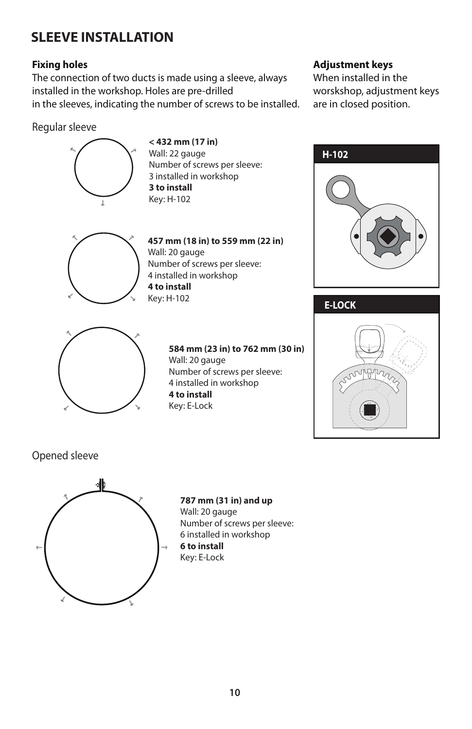# SLEEVE INSTALLATION

**Fixing holes**

The connection of two ducts is made using a sleeve, always installed in the workshop. Holes are pre-drilled in the sleeves, indicating the number of screws to be installed.

**Adjustment keys**

When installed in the worskshop, adjustment keys are in closed position.

Regular sleeve

**< 432 mm (17 in)**
Wall: 22 gauge
Number of screws per sleeve:
3 installed in workshop
**3 to install**
Key: H-102

**457 mm (18 in) to 559 mm (22 in)**
Wall: 20 gauge
Number of screws per sleeve:
4 installed in workshop
**4 to install**
Key: H-102

**584 mm (23 in) to 762 mm (30 in)**
Wall: 20 gauge
Number of screws per sleeve:
4 installed in workshop
**4 to install**
Key: E-Lock

**H-102**

**E-LOCK**

Opened sleeve

**787 mm (31 in) and up**
Wall: 20 gauge
Number of screws per sleeve:
6 installed in workshop
**6 to install**
Key: E-Lock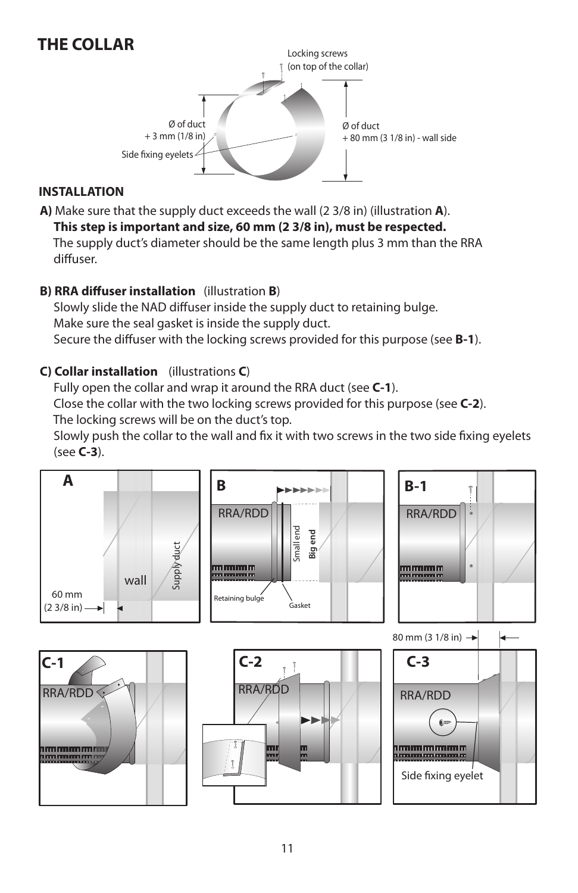# THE COLLAR

Locking screws (on top of the collar)

Ø of duct + 3 mm (1/8 in)

Side fixing eyelets

Ø of duct + 80 mm (3 1/8 in) - wall side

**INSTALLATION**

**A)** Make sure that the supply duct exceeds the wall (2 3/8 in) (illustration **A**).
**This step is important and size, 60 mm (2 3/8 in), must be respected.**
The supply duct's diameter should be the same length plus 3 mm than the RRA diffuser.

**B) RRA diffuser installation** (illustration **B**)
Slowly slide the NAD diffuser inside the supply duct to retaining bulge.
Make sure the seal gasket is inside the supply duct.
Secure the diffuser with the locking screws provided for this purpose (see **B-1**).

**C) Collar installation** (illustrations **C**)
Fully open the collar and wrap it around the RRA duct (see **C-1**).
Close the collar with the two locking screws provided for this purpose (see **C-2**).
The locking screws will be on the duct's top.
Slowly push the collar to the wall and fix it with two screws in the two side fixing eyelets (see **C-3**).

**A** — wall; Supply duct; 60 mm (2 3/8 in)

**B** — RRA/RDD; Small end; Big end; Retaining bulge; Gasket

**B-1** — RRA/RDD

80 mm (3 1/8 in)

**C-1** — RRA/RDD

**C-2** — RRA/RDD

**C-3** — RRA/RDD; Side fixing eyelet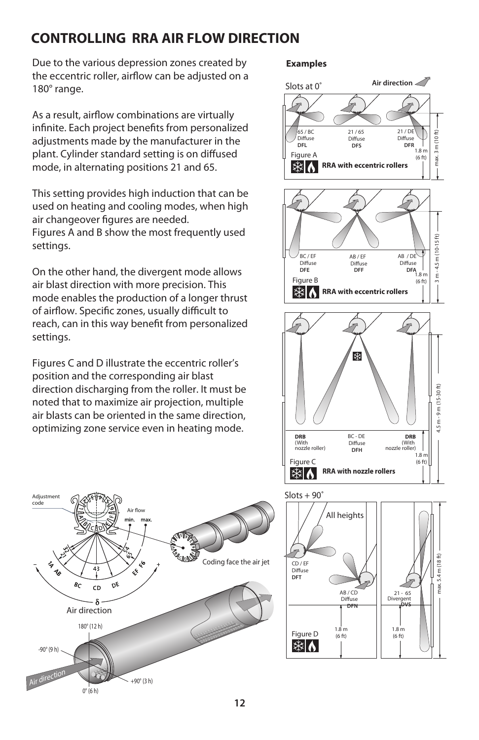# CONTROLLING RRA AIR FLOW DIRECTION

Due to the various depression zones created by the eccentric roller, airflow can be adjusted on a 180° range.

As a result, airflow combinations are virtually infinite. Each project benefits from personalized adjustments made by the manufacturer in the plant. Cylinder standard setting is on diffused mode, in alternating positions 21 and 65.

This setting provides high induction that can be used on heating and cooling modes, when high air changeover figures are needed.
Figures A and B show the most frequently used settings.

On the other hand, the divergent mode allows air blast direction with more precision. This mode enables the production of a longer thrust of airflow. Specific zones, usually difficult to reach, can in this way benefit from personalized settings.

Figures C and D illustrate the eccentric roller's position and the corresponding air blast direction discharging from the roller. It must be noted that to maximize air projection, multiple air blasts can be oriented in the same direction, optimizing zone service even in heating mode.

Adjustment code

Air flow min. max.

Air direction

Coding face the air jet

180° (12 h)

-90° (9 h)

+90° (3 h)

0° (6 h)

Air direction

**Examples**

Slots at 0°

Air direction

65 / BC Diffuse **DFL**

21 / 65 Diffuse **DFS**

21 / DE Diffuse **DFR**

1.8 m (6 ft)

max. 3 m (10 ft)

Figure A

**RRA with eccentric rollers**

BC / EF Diffuse **DFE**

AB / EF Diffuse **DFF**

AB / DE Diffuse **DFA**

1.8 m (6 ft)

3 m - 4.5 m (10-15 ft)

Figure B

**RRA with eccentric rollers**

**DRB** (With nozzle roller)

BC - DE Diffuse **DFH**

**DRB** (With nozzle roller)

1.8 m (6 ft)

4.5 m - 9 m (15-30 ft)

Figure C

**RRA with nozzle rollers**

Slots + 90°

All heights

CD / EF Diffuse **DFT**

AB / CD Diffuse **DFN**

1.8 m (6 ft)

21 - 65 Divergent **DVS**

1.8 m (6 ft)

max. 5.4 m (18 ft)

Figure D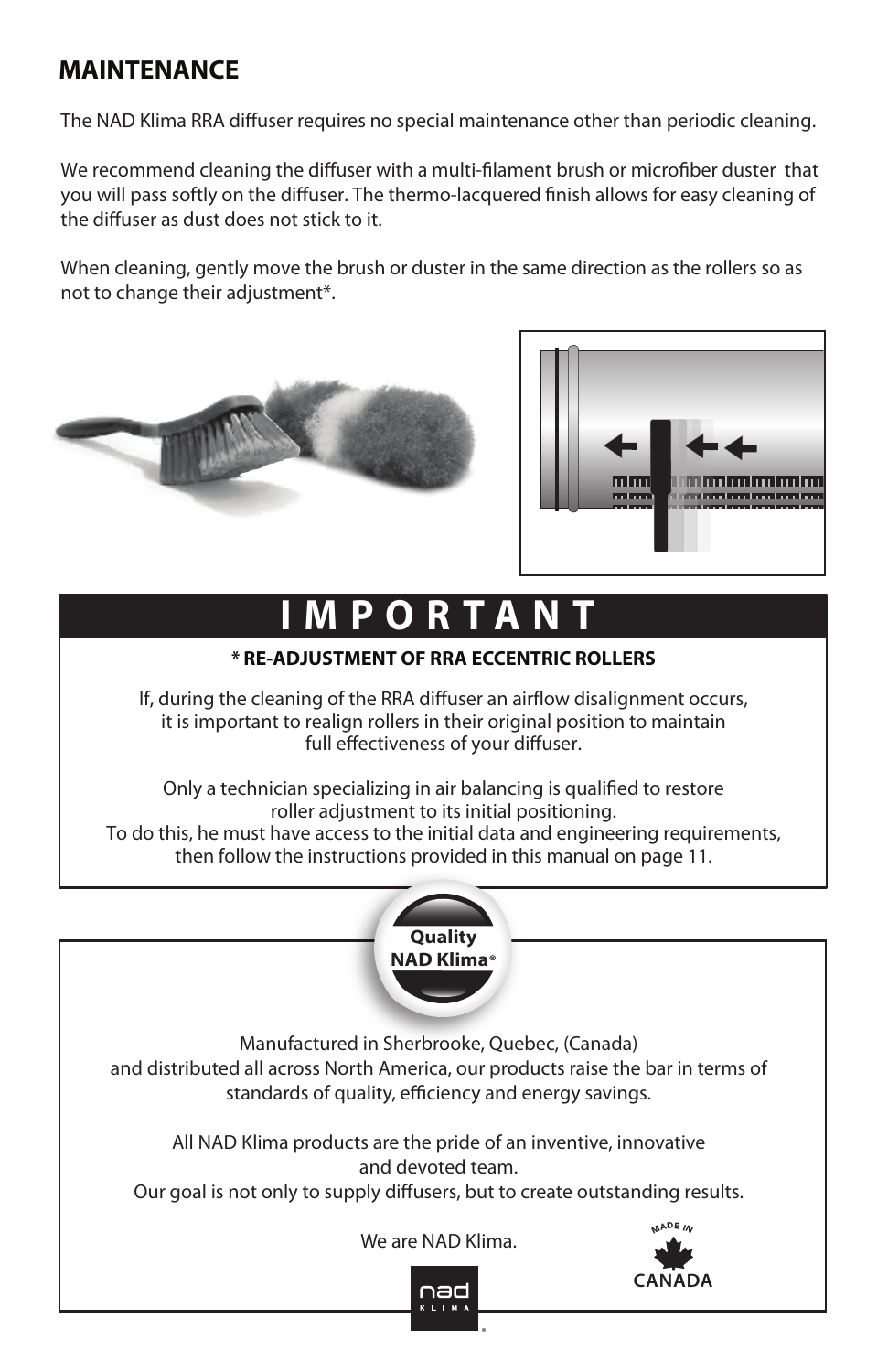## MAINTENANCE

The NAD Klima RRA diffuser requires no special maintenance other than periodic cleaning.

We recommend cleaning the diffuser with a multi-filament brush or microfiber duster that you will pass softly on the diffuser. The thermo-lacquered finish allows for easy cleaning of the diffuser as dust does not stick to it.

When cleaning, gently move the brush or duster in the same direction as the rollers so as not to change their adjustment*.

# IMPORTANT

**\* RE-ADJUSTMENT OF RRA ECCENTRIC ROLLERS**

If, during the cleaning of the RRA diffuser an airflow disalignment occurs, it is important to realign rollers in their original position to maintain full effectiveness of your diffuser.

Only a technician specializing in air balancing is qualified to restore roller adjustment to its initial positioning.
To do this, he must have access to the initial data and engineering requirements, then follow the instructions provided in this manual on page 11.

**Quality NAD Klima®**

Manufactured in Sherbrooke, Quebec, (Canada) and distributed all across North America, our products raise the bar in terms of standards of quality, efficiency and energy savings.

All NAD Klima products are the pride of an inventive, innovative and devoted team.
Our goal is not only to supply diffusers, but to create outstanding results.

We are NAD Klima.

MADE IN CANADA